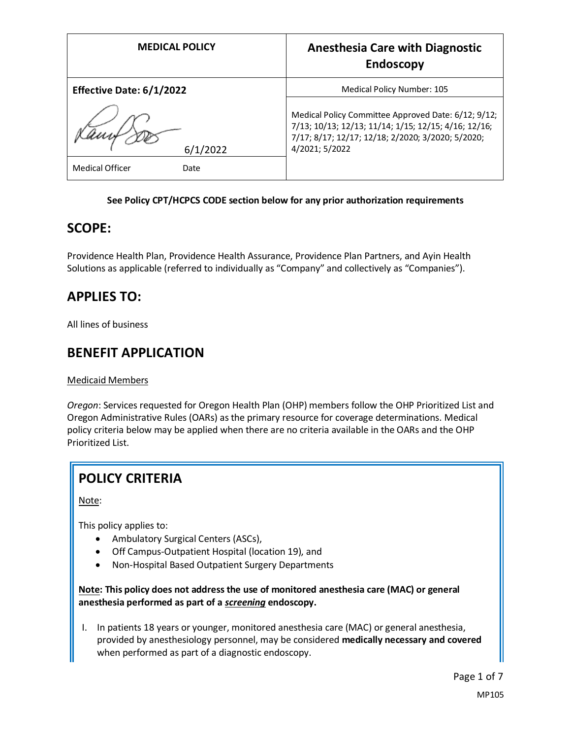| MEDICAL POLICY | Anesthesia Care with Diagnostic Endoscopy |
| --- | --- |
| **Effective Date: 6/1/2022** | Medical Policy Number: 105 |
| 6/1/2022 | Medical Policy Committee Approved Date: 6/12; 9/12; 7/13; 10/13; 12/13; 11/14; 1/15; 12/15; 4/16; 12/16; 7/17; 8/17; 12/17; 12/18; 2/2020; 3/2020; 5/2020; 4/2021; 5/2022 |
| Medical Officer Date | |

**See Policy CPT/HCPCS CODE section below for any prior authorization requirements**

## SCOPE:

Providence Health Plan, Providence Health Assurance, Providence Plan Partners, and Ayin Health Solutions as applicable (referred to individually as "Company" and collectively as "Companies").

## APPLIES TO:

All lines of business

## BENEFIT APPLICATION

Medicaid Members

*Oregon*: Services requested for Oregon Health Plan (OHP) members follow the OHP Prioritized List and Oregon Administrative Rules (OARs) as the primary resource for coverage determinations. Medical policy criteria below may be applied when there are no criteria available in the OARs and the OHP Prioritized List.

## POLICY CRITERIA

Note:

This policy applies to:

- Ambulatory Surgical Centers (ASCs),
- Off Campus-Outpatient Hospital (location 19), and
- Non-Hospital Based Outpatient Surgery Departments

**Note: This policy does not address the use of monitored anesthesia care (MAC) or general anesthesia performed as part of a *screening* endoscopy.**

I. In patients 18 years or younger, monitored anesthesia care (MAC) or general anesthesia, provided by anesthesiology personnel, may be considered **medically necessary and covered** when performed as part of a diagnostic endoscopy.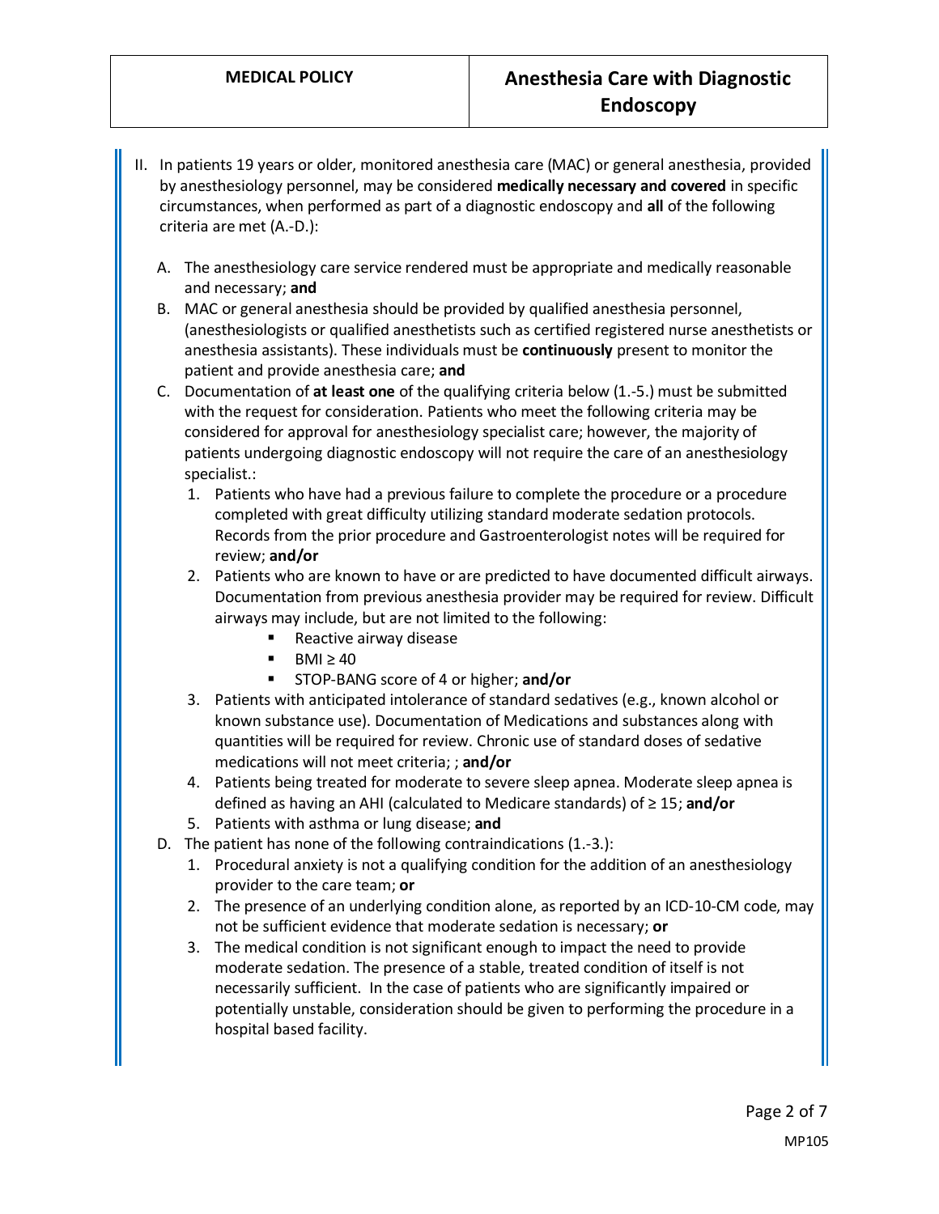II. In patients 19 years or older, monitored anesthesia care (MAC) or general anesthesia, provided by anesthesiology personnel, may be considered **medically necessary and covered** in specific circumstances, when performed as part of a diagnostic endoscopy and **all** of the following criteria are met (A.-D.):

   A. The anesthesiology care service rendered must be appropriate and medically reasonable and necessary; **and**
   B. MAC or general anesthesia should be provided by qualified anesthesia personnel, (anesthesiologists or qualified anesthetists such as certified registered nurse anesthetists or anesthesia assistants). These individuals must be **continuously** present to monitor the patient and provide anesthesia care; **and**
   C. Documentation of **at least one** of the qualifying criteria below (1.-5.) must be submitted with the request for consideration. Patients who meet the following criteria may be considered for approval for anesthesiology specialist care; however, the majority of patients undergoing diagnostic endoscopy will not require the care of an anesthesiology specialist.:
      1. Patients who have had a previous failure to complete the procedure or a procedure completed with great difficulty utilizing standard moderate sedation protocols. Records from the prior procedure and Gastroenterologist notes will be required for review; **and/or**
      2. Patients who are known to have or are predicted to have documented difficult airways. Documentation from previous anesthesia provider may be required for review. Difficult airways may include, but are not limited to the following:
         - Reactive airway disease
         - BMI ≥ 40
         - STOP-BANG score of 4 or higher; **and/or**
      3. Patients with anticipated intolerance of standard sedatives (e.g., known alcohol or known substance use). Documentation of Medications and substances along with quantities will be required for review. Chronic use of standard doses of sedative medications will not meet criteria; ; **and/or**
      4. Patients being treated for moderate to severe sleep apnea. Moderate sleep apnea is defined as having an AHI (calculated to Medicare standards) of ≥ 15; **and/or**
      5. Patients with asthma or lung disease; **and**
   D. The patient has none of the following contraindications (1.-3.):
      1. Procedural anxiety is not a qualifying condition for the addition of an anesthesiology provider to the care team; **or**
      2. The presence of an underlying condition alone, as reported by an ICD-10-CM code, may not be sufficient evidence that moderate sedation is necessary; **or**
      3. The medical condition is not significant enough to impact the need to provide moderate sedation. The presence of a stable, treated condition of itself is not necessarily sufficient. In the case of patients who are significantly impaired or potentially unstable, consideration should be given to performing the procedure in a hospital based facility.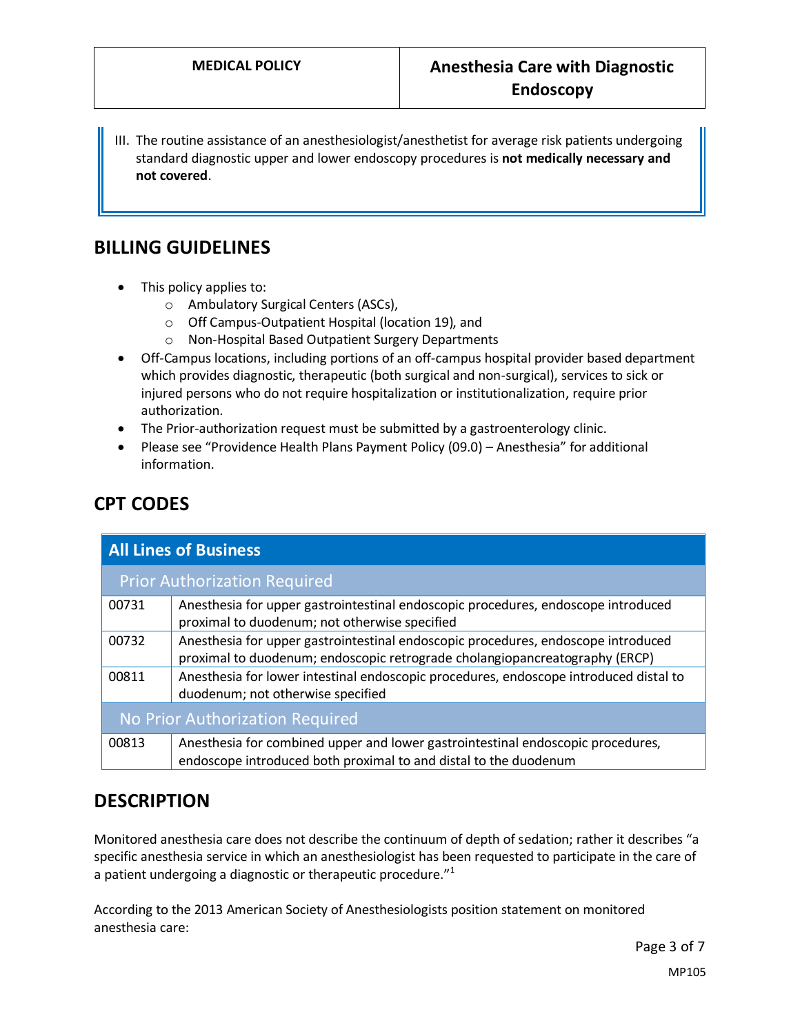III. The routine assistance of an anesthesiologist/anesthetist for average risk patients undergoing standard diagnostic upper and lower endoscopy procedures is **not medically necessary and not covered**.

## BILLING GUIDELINES

- This policy applies to:
  - Ambulatory Surgical Centers (ASCs),
  - Off Campus-Outpatient Hospital (location 19), and
  - Non-Hospital Based Outpatient Surgery Departments
- Off-Campus locations, including portions of an off-campus hospital provider based department which provides diagnostic, therapeutic (both surgical and non-surgical), services to sick or injured persons who do not require hospitalization or institutionalization, require prior authorization.
- The Prior-authorization request must be submitted by a gastroenterology clinic.
- Please see "Providence Health Plans Payment Policy (09.0) – Anesthesia" for additional information.

## CPT CODES

| All Lines of Business | |
|---|---|
| **Prior Authorization Required** | |
| 00731 | Anesthesia for upper gastrointestinal endoscopic procedures, endoscope introduced proximal to duodenum; not otherwise specified |
| 00732 | Anesthesia for upper gastrointestinal endoscopic procedures, endoscope introduced proximal to duodenum; endoscopic retrograde cholangiopancreatography (ERCP) |
| 00811 | Anesthesia for lower intestinal endoscopic procedures, endoscope introduced distal to duodenum; not otherwise specified |
| **No Prior Authorization Required** | |
| 00813 | Anesthesia for combined upper and lower gastrointestinal endoscopic procedures, endoscope introduced both proximal to and distal to the duodenum |

## DESCRIPTION

Monitored anesthesia care does not describe the continuum of depth of sedation; rather it describes "a specific anesthesia service in which an anesthesiologist has been requested to participate in the care of a patient undergoing a diagnostic or therapeutic procedure."[1]

According to the 2013 American Society of Anesthesiologists position statement on monitored anesthesia care: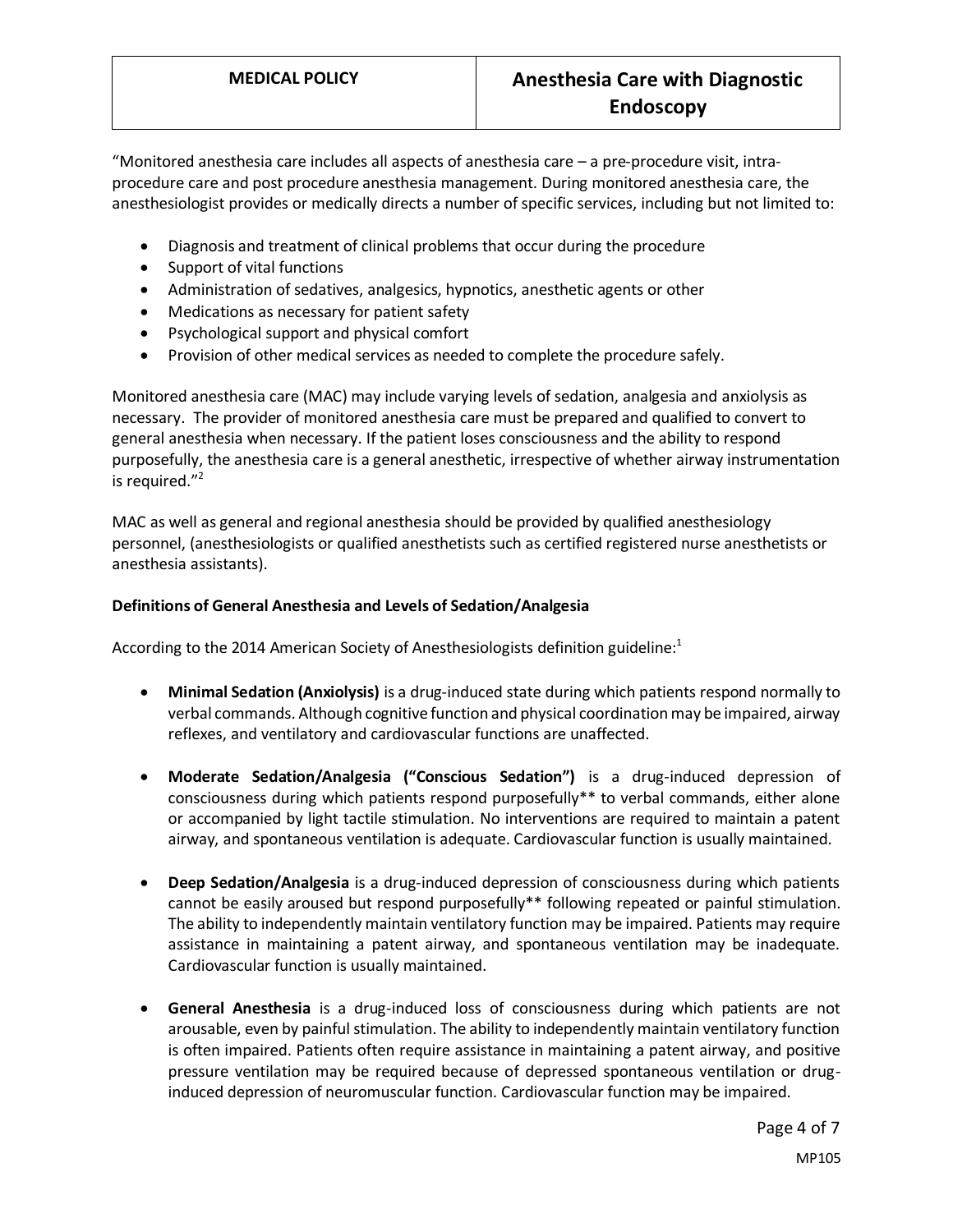"Monitored anesthesia care includes all aspects of anesthesia care – a pre-procedure visit, intra-procedure care and post procedure anesthesia management. During monitored anesthesia care, the anesthesiologist provides or medically directs a number of specific services, including but not limited to:

- Diagnosis and treatment of clinical problems that occur during the procedure
- Support of vital functions
- Administration of sedatives, analgesics, hypnotics, anesthetic agents or other
- Medications as necessary for patient safety
- Psychological support and physical comfort
- Provision of other medical services as needed to complete the procedure safely.

Monitored anesthesia care (MAC) may include varying levels of sedation, analgesia and anxiolysis as necessary. The provider of monitored anesthesia care must be prepared and qualified to convert to general anesthesia when necessary. If the patient loses consciousness and the ability to respond purposefully, the anesthesia care is a general anesthetic, irrespective of whether airway instrumentation is required."[2]

MAC as well as general and regional anesthesia should be provided by qualified anesthesiology personnel, (anesthesiologists or qualified anesthetists such as certified registered nurse anesthetists or anesthesia assistants).

**Definitions of General Anesthesia and Levels of Sedation/Analgesia**

According to the 2014 American Society of Anesthesiologists definition guideline:[1]

- **Minimal Sedation (Anxiolysis)** is a drug-induced state during which patients respond normally to verbal commands. Although cognitive function and physical coordination may be impaired, airway reflexes, and ventilatory and cardiovascular functions are unaffected.

- **Moderate Sedation/Analgesia ("Conscious Sedation")** is a drug-induced depression of consciousness during which patients respond purposefully** to verbal commands, either alone or accompanied by light tactile stimulation. No interventions are required to maintain a patent airway, and spontaneous ventilation is adequate. Cardiovascular function is usually maintained.

- **Deep Sedation/Analgesia** is a drug-induced depression of consciousness during which patients cannot be easily aroused but respond purposefully** following repeated or painful stimulation. The ability to independently maintain ventilatory function may be impaired. Patients may require assistance in maintaining a patent airway, and spontaneous ventilation may be inadequate. Cardiovascular function is usually maintained.

- **General Anesthesia** is a drug-induced loss of consciousness during which patients are not arousable, even by painful stimulation. The ability to independently maintain ventilatory function is often impaired. Patients often require assistance in maintaining a patent airway, and positive pressure ventilation may be required because of depressed spontaneous ventilation or drug-induced depression of neuromuscular function. Cardiovascular function may be impaired.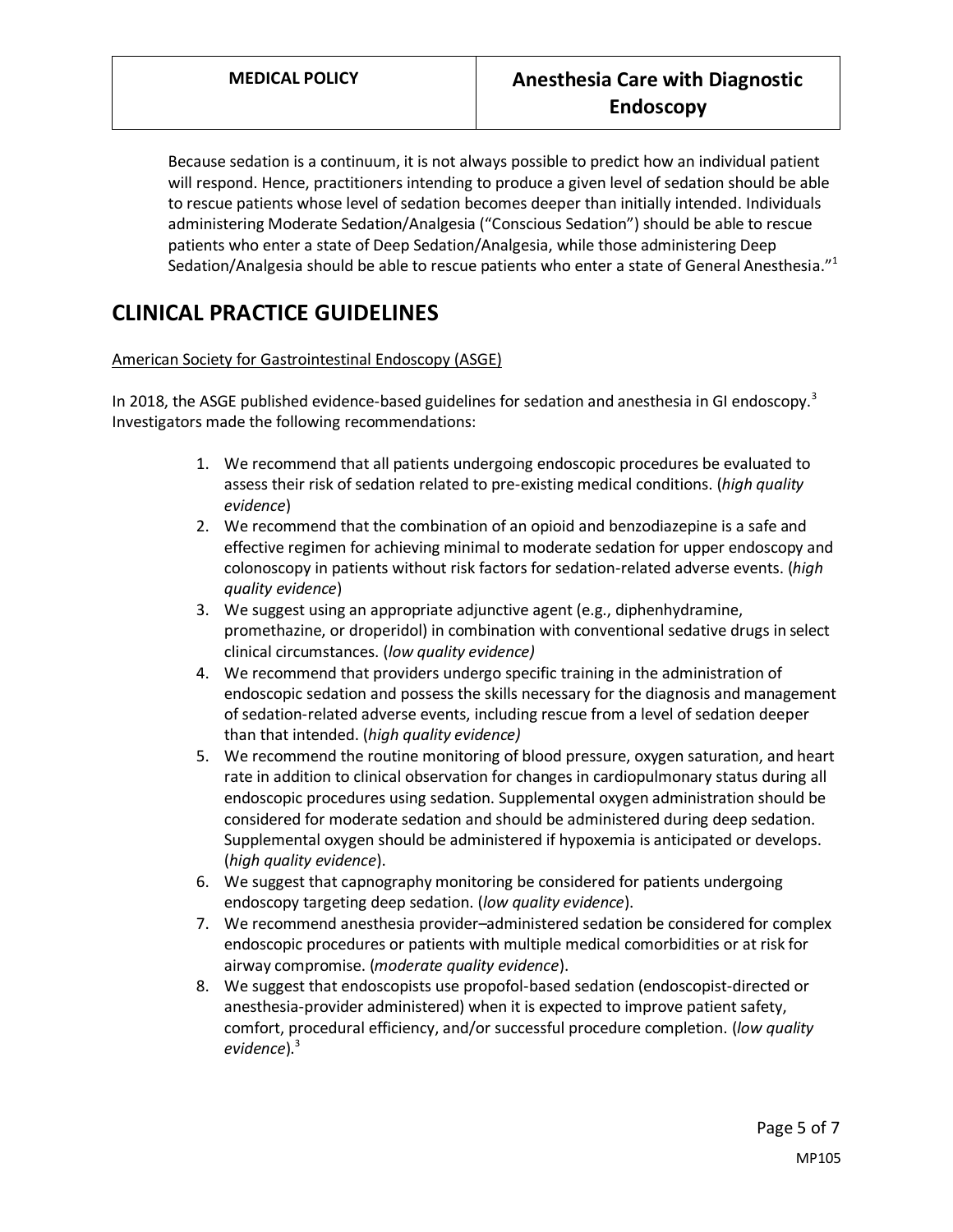Because sedation is a continuum, it is not always possible to predict how an individual patient will respond. Hence, practitioners intending to produce a given level of sedation should be able to rescue patients whose level of sedation becomes deeper than initially intended. Individuals administering Moderate Sedation/Analgesia ("Conscious Sedation") should be able to rescue patients who enter a state of Deep Sedation/Analgesia, while those administering Deep Sedation/Analgesia should be able to rescue patients who enter a state of General Anesthesia."[1]

## CLINICAL PRACTICE GUIDELINES

American Society for Gastrointestinal Endoscopy (ASGE)

In 2018, the ASGE published evidence-based guidelines for sedation and anesthesia in GI endoscopy.[3] Investigators made the following recommendations:

1. We recommend that all patients undergoing endoscopic procedures be evaluated to assess their risk of sedation related to pre-existing medical conditions. (*high quality evidence*)
2. We recommend that the combination of an opioid and benzodiazepine is a safe and effective regimen for achieving minimal to moderate sedation for upper endoscopy and colonoscopy in patients without risk factors for sedation-related adverse events. (*high quality evidence*)
3. We suggest using an appropriate adjunctive agent (e.g., diphenhydramine, promethazine, or droperidol) in combination with conventional sedative drugs in select clinical circumstances. (*low quality evidence)*
4. We recommend that providers undergo specific training in the administration of endoscopic sedation and possess the skills necessary for the diagnosis and management of sedation-related adverse events, including rescue from a level of sedation deeper than that intended. (*high quality evidence)*
5. We recommend the routine monitoring of blood pressure, oxygen saturation, and heart rate in addition to clinical observation for changes in cardiopulmonary status during all endoscopic procedures using sedation. Supplemental oxygen administration should be considered for moderate sedation and should be administered during deep sedation. Supplemental oxygen should be administered if hypoxemia is anticipated or develops. (*high quality evidence*).
6. We suggest that capnography monitoring be considered for patients undergoing endoscopy targeting deep sedation. (*low quality evidence*).
7. We recommend anesthesia provider–administered sedation be considered for complex endoscopic procedures or patients with multiple medical comorbidities or at risk for airway compromise. (*moderate quality evidence*).
8. We suggest that endoscopists use propofol-based sedation (endoscopist-directed or anesthesia-provider administered) when it is expected to improve patient safety, comfort, procedural efficiency, and/or successful procedure completion. (*low quality evidence*).[3]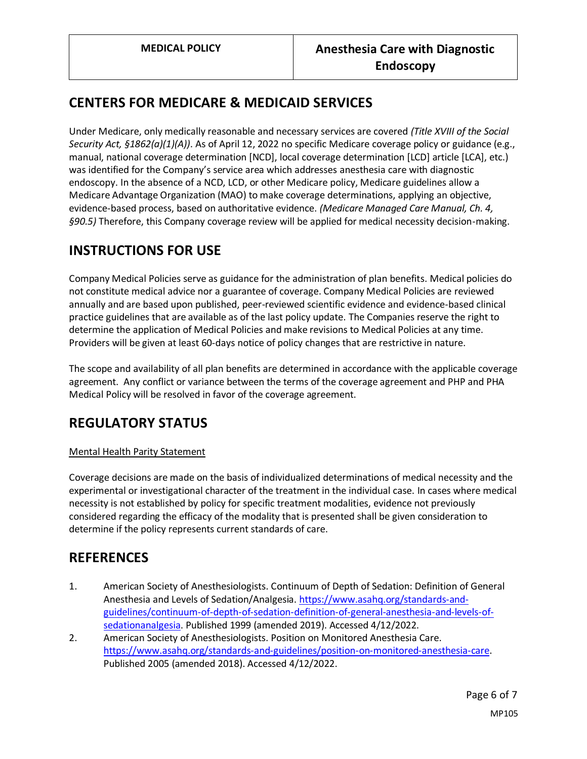## CENTERS FOR MEDICARE & MEDICAID SERVICES

Under Medicare, only medically reasonable and necessary services are covered *(Title XVIII of the Social Security Act, §1862(a)(1)(A))*. As of April 12, 2022 no specific Medicare coverage policy or guidance (e.g., manual, national coverage determination [NCD], local coverage determination [LCD] article [LCA], etc.) was identified for the Company's service area which addresses anesthesia care with diagnostic endoscopy. In the absence of a NCD, LCD, or other Medicare policy, Medicare guidelines allow a Medicare Advantage Organization (MAO) to make coverage determinations, applying an objective, evidence-based process, based on authoritative evidence. *(Medicare Managed Care Manual, Ch. 4, §90.5)* Therefore, this Company coverage review will be applied for medical necessity decision-making.

## INSTRUCTIONS FOR USE

Company Medical Policies serve as guidance for the administration of plan benefits. Medical policies do not constitute medical advice nor a guarantee of coverage. Company Medical Policies are reviewed annually and are based upon published, peer-reviewed scientific evidence and evidence-based clinical practice guidelines that are available as of the last policy update. The Companies reserve the right to determine the application of Medical Policies and make revisions to Medical Policies at any time. Providers will be given at least 60-days notice of policy changes that are restrictive in nature.

The scope and availability of all plan benefits are determined in accordance with the applicable coverage agreement. Any conflict or variance between the terms of the coverage agreement and PHP and PHA Medical Policy will be resolved in favor of the coverage agreement.

## REGULATORY STATUS

Mental Health Parity Statement

Coverage decisions are made on the basis of individualized determinations of medical necessity and the experimental or investigational character of the treatment in the individual case. In cases where medical necessity is not established by policy for specific treatment modalities, evidence not previously considered regarding the efficacy of the modality that is presented shall be given consideration to determine if the policy represents current standards of care.

## REFERENCES

1. American Society of Anesthesiologists. Continuum of Depth of Sedation: Definition of General Anesthesia and Levels of Sedation/Analgesia. https://www.asahq.org/standards-and-guidelines/continuum-of-depth-of-sedation-definition-of-general-anesthesia-and-levels-of-sedationanalgesia. Published 1999 (amended 2019). Accessed 4/12/2022.
2. American Society of Anesthesiologists. Position on Monitored Anesthesia Care. https://www.asahq.org/standards-and-guidelines/position-on-monitored-anesthesia-care. Published 2005 (amended 2018). Accessed 4/12/2022.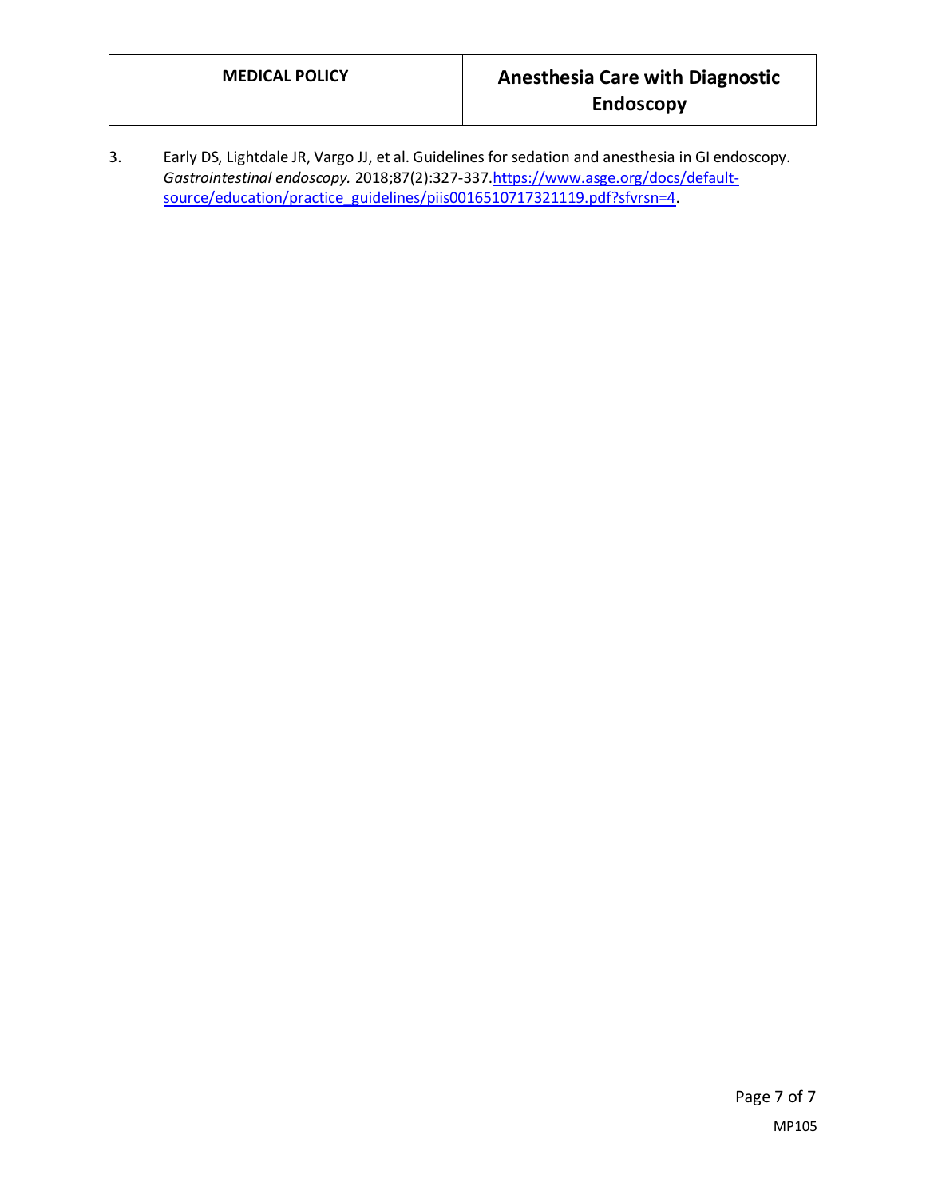3. Early DS, Lightdale JR, Vargo JJ, et al. Guidelines for sedation and anesthesia in GI endoscopy. *Gastrointestinal endoscopy.* 2018;87(2):327-337.https://www.asge.org/docs/default-source/education/practice_guidelines/piis0016510717321119.pdf?sfvrsn=4.